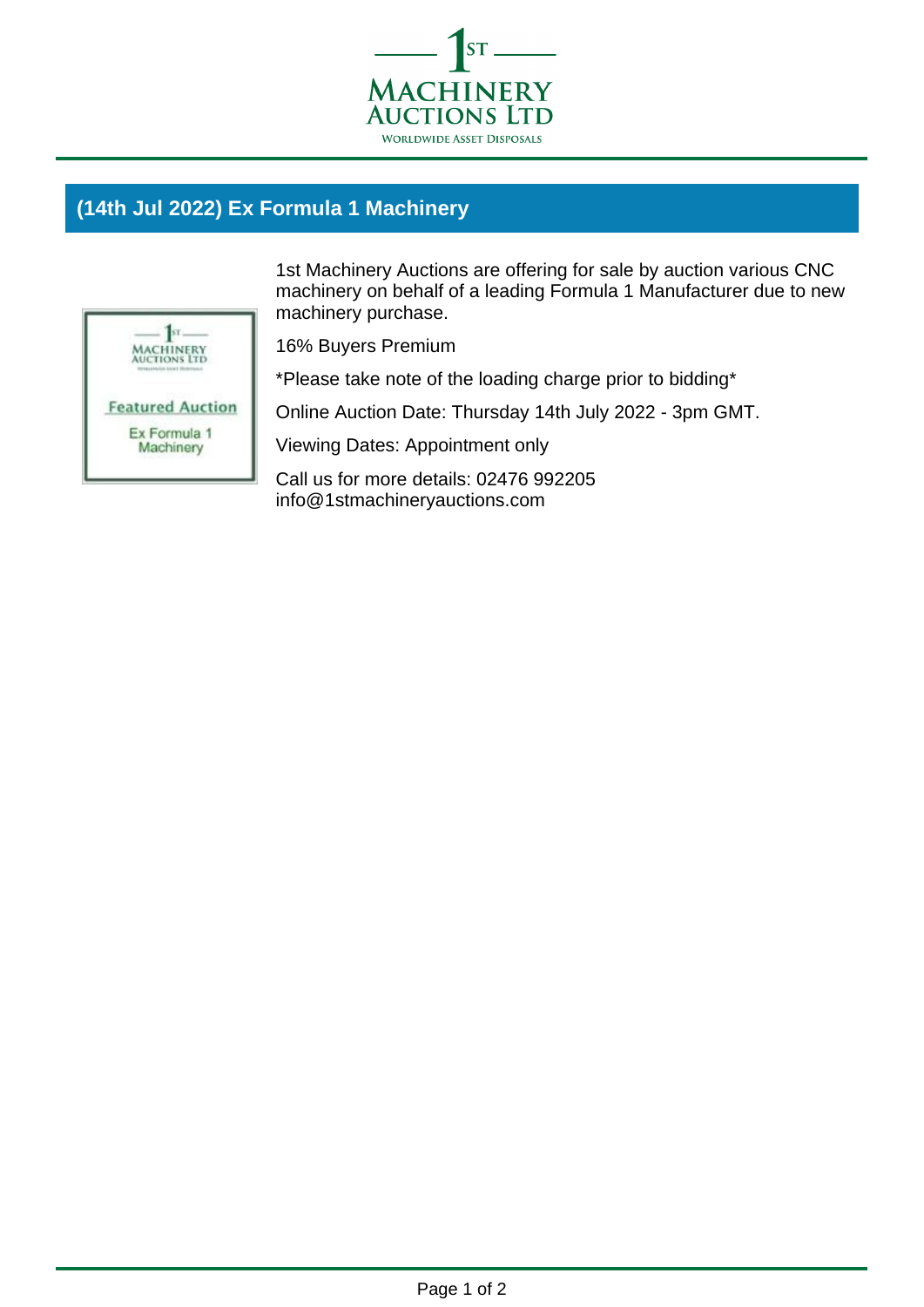# 1st Machinery Auctions Ltd

Worldwide Asset Disposals

## (14th Jul 2022) Ex Formula 1 Machinery

1st Machinery Auctions are offering for sale by auction various CNC machinery on behalf of a leading Formula 1 Manufacturer due to new machinery purchase.

16% Buyers Premium

*Please take note of the loading charge prior to bidding*

Online Auction Date: Thursday 14th July 2022 - 3pm GMT.

Viewing Dates: Appointment only

Call us for more details: 02476 992205
info@1stmachineryauctions.com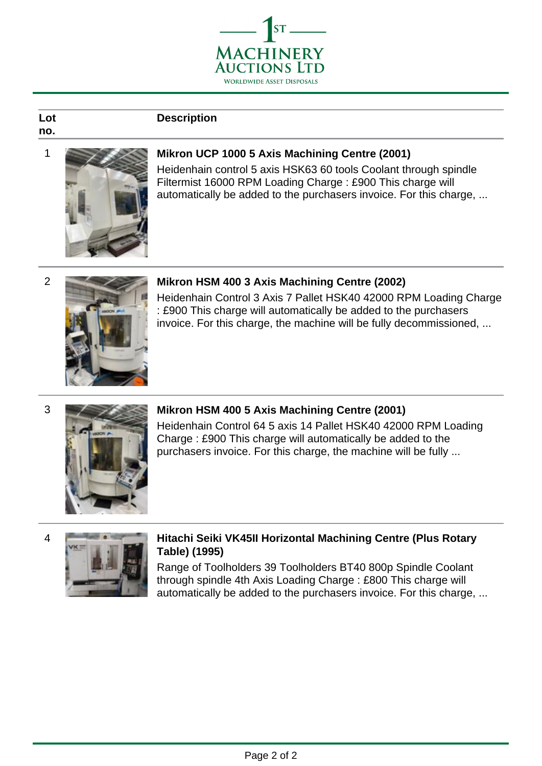1st MACHINERY AUCTIONS LTD
WORLDWIDE ASSET DISPOSALS

| Lot no. | Description |
| --- | --- |
| 1 | **Mikron UCP 1000 5 Axis Machining Centre (2001)**<br>Heidenhain control 5 axis HSK63 60 tools Coolant through spindle Filtermist 16000 RPM Loading Charge : £900 This charge will automatically be added to the purchasers invoice. For this charge, ... |
| 2 | **Mikron HSM 400 3 Axis Machining Centre (2002)**<br>Heidenhain Control 3 Axis 7 Pallet HSK40 42000 RPM Loading Charge : £900 This charge will automatically be added to the purchasers invoice. For this charge, the machine will be fully decommissioned, ... |
| 3 | **Mikron HSM 400 5 Axis Machining Centre (2001)**<br>Heidenhain Control 64 5 axis 14 Pallet HSK40 42000 RPM Loading Charge : £900 This charge will automatically be added to the purchasers invoice. For this charge, the machine will be fully ... |
| 4 | **Hitachi Seiki VK45II Horizontal Machining Centre (Plus Rotary Table) (1995)**<br>Range of Toolholders 39 Toolholders BT40 800p Spindle Coolant through spindle 4th Axis Loading Charge : £800 This charge will automatically be added to the purchasers invoice. For this charge, ... |